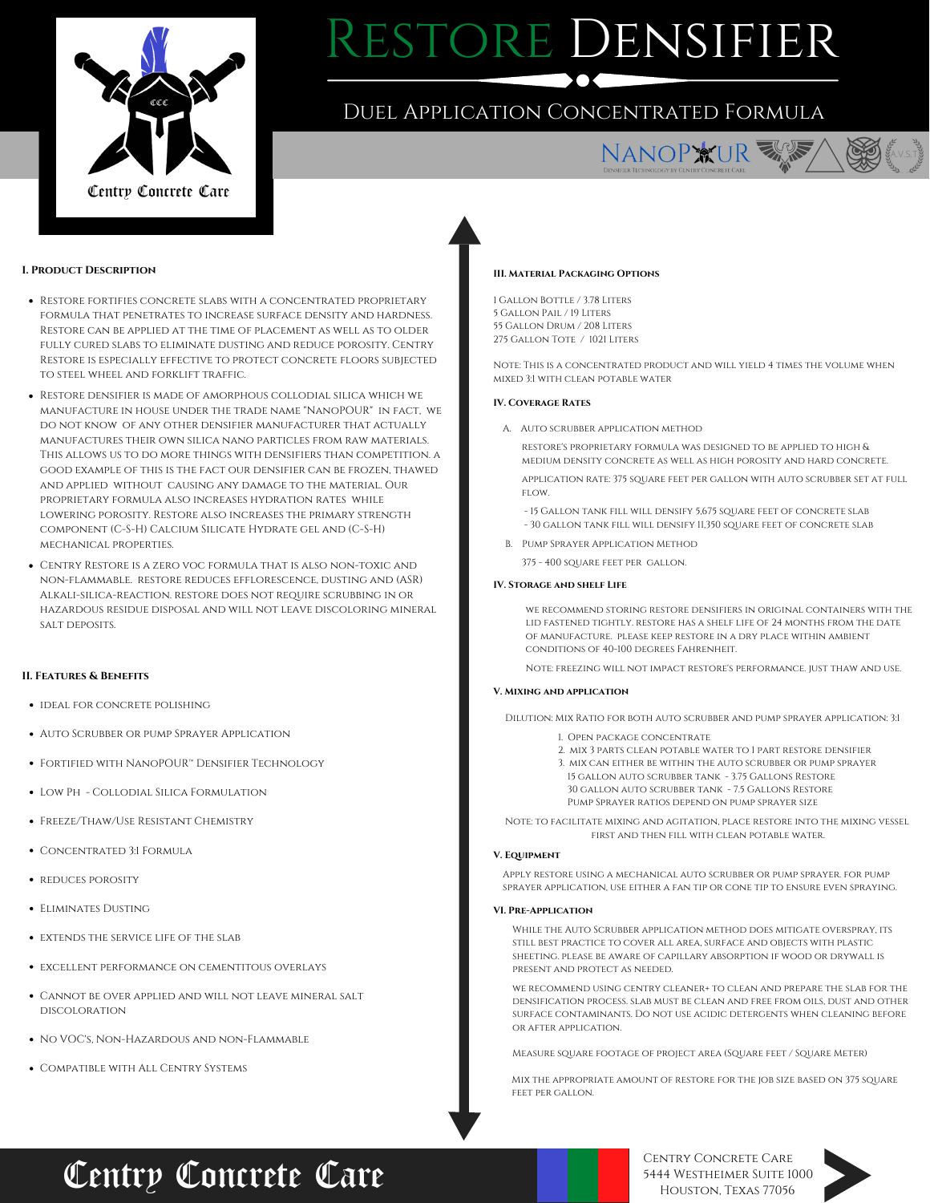# Restore Densifier

## Duel Application Concentrated Formula

NanoPour
Densifier Technology by Centry Concrete Care

Centry Concrete Care

### I. Product Description

- Restore fortifies concrete slabs with a concentrated proprietary formula that penetrates to increase surface density and hardness. Restore can be applied at the time of placement as well as to older fully cured slabs to eliminate dusting and reduce porosity. Centry Restore is especially effective to protect concrete floors subjected to steel wheel and forklift traffic.
- Restore densifier is made of amorphous collodial silica which we manufacture in house under the trade name "NanoPOUR" in fact, we do not know of any other densifier manufacturer that actually manufactures their own silica nano particles from raw materials. This allows us to do more things with densifiers than competition. A good example of this is the fact our densifier can be frozen, thawed and applied without causing any damage to the material. Our proprietary formula also increases hydration rates while lowering porosity. Restore also increases the primary strength component (C-S-H) Calcium Silicate Hydrate gel and (C-S-H) mechanical properties.
- Centry Restore is a zero VOC formula that is also non-toxic and non-flammable. Restore reduces efflorescence, dusting and (ASR) Alkali-silica-reaction. Restore does not require scrubbing in or hazardous residue disposal and will not leave discoloring mineral salt deposits.

### II. Features & Benefits

- Ideal for concrete polishing
- Auto Scrubber or pump Sprayer Application
- Fortified with NanoPOUR™ Densifier Technology
- Low pH - Collodial Silica Formulation
- Freeze/Thaw/Use Resistant Chemistry
- Concentrated 3:1 Formula
- reduces porosity
- Eliminates Dusting
- extends the service life of the slab
- excellent performance on cementitous overlays
- Cannot be over applied and will not leave mineral salt discoloration
- No VOC's, Non-Hazardous and non-Flammable
- Compatible with All Centry Systems

### III. Material Packaging Options

1 Gallon Bottle / 3.78 Liters
5 Gallon Pail / 19 Liters
55 Gallon Drum / 208 Liters
275 Gallon Tote / 1021 Liters

Note: This is a concentrated product and will yield 4 times the volume when mixed 3:1 with clean potable water

### IV. Coverage Rates

A. Auto Scrubber Application Method

Restore's proprietary formula was designed to be applied to high & medium density concrete as well as high porosity and hard concrete.

Application rate: 375 square feet per gallon with auto scrubber set at full flow.

- 15 Gallon tank fill will densify 5,675 square feet of concrete slab
- 30 gallon tank fill will densify 11,350 square feet of concrete slab

B. Pump Sprayer Application Method

375 - 400 square feet per gallon.

### IV. Storage and Shelf Life

We recommend storing Restore densifiers in original containers with the lid fastened tightly. Restore has a shelf life of 24 months from the date of manufacture. Please keep Restore in a dry place within ambient conditions of 40-100 degrees Fahrenheit.

Note: freezing will not impact Restore's performance. Just thaw and use.

### V. Mixing and Application

Dilution: Mix ratio for both auto scrubber and pump sprayer application: 3:1

1. Open package concentrate
2. mix 3 parts clean potable water to 1 part Restore densifier
3. mix can either be within the auto scrubber or pump sprayer
   15 gallon auto scrubber tank - 3.75 gallons Restore
   30 gallon auto scrubber tank - 7.5 gallons Restore
   Pump sprayer ratios depend on pump sprayer size

Note: to facilitate mixing and agitation, place Restore into the mixing vessel first and then fill with clean potable water.

### V. Equipment

Apply Restore using a mechanical auto scrubber or pump sprayer. For pump sprayer application, use either a fan tip or cone tip to ensure even spraying.

### VI. Pre-Application

While the auto scrubber application method does mitigate overspray, its still best practice to cover all area, surface and objects with plastic sheeting. Please be aware of capillary absorption if wood or drywall is present and protect as needed.

We recommend using Centry Cleaner+ to clean and prepare the slab for the densification process. Slab must be clean and free from oils, dust and other surface contaminants. Do not use acidic detergents when cleaning before or after application.

Measure square footage of project area (square feet / square meter)

Mix the appropriate amount of Restore for the job size based on 375 square feet per gallon.

Centry Concrete Care

Centry Concrete Care
5444 Westheimer Suite 1000
Houston, Texas 77056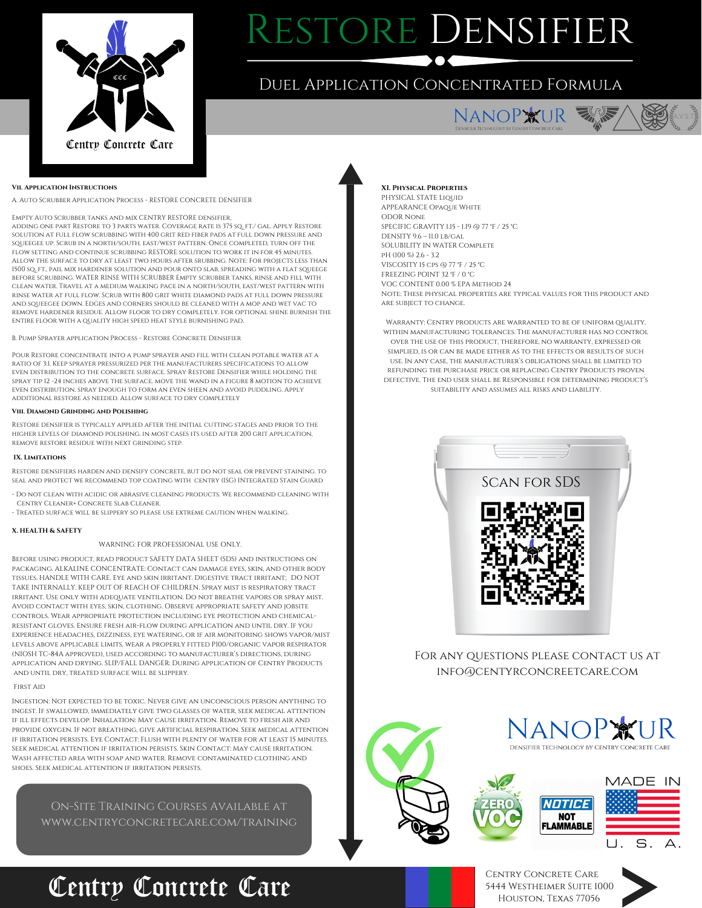# Restore Densifier

## Duel Application Concentrated Formula

NANOPAUR
Densifier Technology by Centry Concrete Care

Centry Concrete Care

### VII. Application Instructions

A. Auto Scrubber Application Process - Restore Concrete Densifier

Empty auto scrubber tanks and mix CENTRY RESTORE densifier, adding one part Restore to 3 parts water. Coverage rate is 375 sq ft./ gal. Apply Restore solution at full flow scrubbing with 400 grit red fiber pads at full down pressure and squeegee up. Scrub in a north/south, east/west pattern. Once completed, turn off the flow setting and continue scrubbing RESTORE solution to work it in for 45 minutes. Allow the surface to dry at least two hours after srubbing. Note: For projects less than 1500 sq ft., pail mix hardener solution and pour onto slab, spreading with a flat squeegee before scrubbing. Water rinse with SCRUBBER Empty scrubber tanks, rinse and fill with clean water. Travel at a medium walking pace in a north/south, east/west pattern with rinse water at full flow. Scrub with 800 grit white diamond pads at full down pressure and squeegee down. Edges and corners should be cleaned with a mop and wet vac to remove hardener residue. Allow floor to dry completely. For optional shine burnish the entire floor with a quality high speed heat style burnishing pad.

B. Pump Sprayer application Process - Restore Concrete Densifier

Pour Restore concentrate into a pump sprayer and fill with clean potable water at a ratio of 3:1. Keep sprayer pressurized per the manufacturers specifications to allow even distribution to the concrete surface. Spray Restore Densifier while holding the spray tip 12 -24 inches above the surface. move the wand in a figure 8 motion to achieve even distribution. spray enough to form an even sheen and avoid puddling. Apply additional restore as needed. Allow surface to dry completely

### VIII. Diamond Grinding and Polishing

Restore densifier is typically applied after the initial cutting stages and prior to the higher levels of diamond polishing. in most cases its used after 200 grit application. remove restore residue with next grinding step.

### IX. Limitations

Restore densifiers harden and densify concrete, but do not seal or prevent staining. To seal and protect we recommend top coating with Centry (ISG) Integrated Stain Guard

- Do not clean with acidic or abrasive cleaning products. We recommend cleaning with Centry Cleaner+ Concrete Slab Cleaner.
- Treated surface will be slippery so please use extreme caution when walking.

### X. Health & Safety

WARNING: FOR PROFESSIONAL USE ONLY.

Before using product, read product Safety Data Sheet (SDS) and instructions on packaging. ALKALINE CONCENTRATE: Contact can damage eyes, skin, and other body tissues. Handle with care. Eye and skin irritant. Digestive tract irritant; Do not take internally. Keep out of reach of children. Spray mist is respiratory tract irritant. Use only with adequate ventilation. Do not breathe vapors or spray mist. Avoid contact with eyes, skin, clothing. Observe appropriate safety and jobsite controls. Wear appropriate protection including eye protection and chemical-resistant gloves. Ensure fresh air-flow during application and until dry. If you experience headaches, dizziness, eye watering, or if air monitoring shows vapor/mist levels above applicable limits, wear a properly fitted P100/organic vapor respirator (NIOSH TC-84A approved), used according to manufacturer's directions, during application and drying. SLIP/FALL DANGER: During application of Centry products and until dry, treated surface will be slippery.

First Aid

Ingestion: Not expected to be toxic. Never give an unconscious person anything to ingest. If swallowed, immediately give two glasses of water, seek medical attention if ill effects develop. Inhalation: May cause irritation. Remove to fresh air and provide oxygen. If not breathing, give artificial respiration. Seek medical attention if irritation persists. Eye Contact: Flush with plenty of water for at least 15 minutes. Seek medical attention if irritation persists. Skin Contact: May cause irritation. Wash affected area with soap and water. Remove contaminated clothing and shoes. Seek medical attention if irritation persists.

On-Site Training Courses Available at www.centryconcretecare.com/training

### XI. Physical Properties

Physical State Liquid
Appearance Opaque White
Odor None
Specific Gravity 1.15 - 1.19 @ 77 °F / 25 °C
Density 9.6 – 11.0 lb/gal
Solubility in Water Complete
pH (100 %) 2.6 - 3.2
Viscosity 15 cps @ 77 °F / 25 °C
Freezing Point 32 °F / 0 °C
VOC Content 0.00 % EPA Method 24
Note: These physical properties are typical values for this product and are subject to change.

Warranty: Centry products are warranted to be of uniform quality, within manufacturing tolerances. The manufacturer has no control over the use of this product, therefore, no warranty, expressed or simplied, is or can be made either as to the effects or results of such use. In any case, the manufacturer's obligations shall be limited to refunding the purchase price or replacing Centry Products proven defective. The end user shall be Responsible for determining product's suitability and assumes all risks and liability.

Scan for SDS

For any questions please contact us at info@centyrconcreetcare.com

NANOPAUR
Densifier Technology by Centry Concrete Care

ZERO VOC

NOTICE NOT FLAMMABLE

MADE IN U. S. A.

Centry Concrete Care

Centry Concrete Care
5444 Westheimer Suite 1000
Houston, Texas 77056